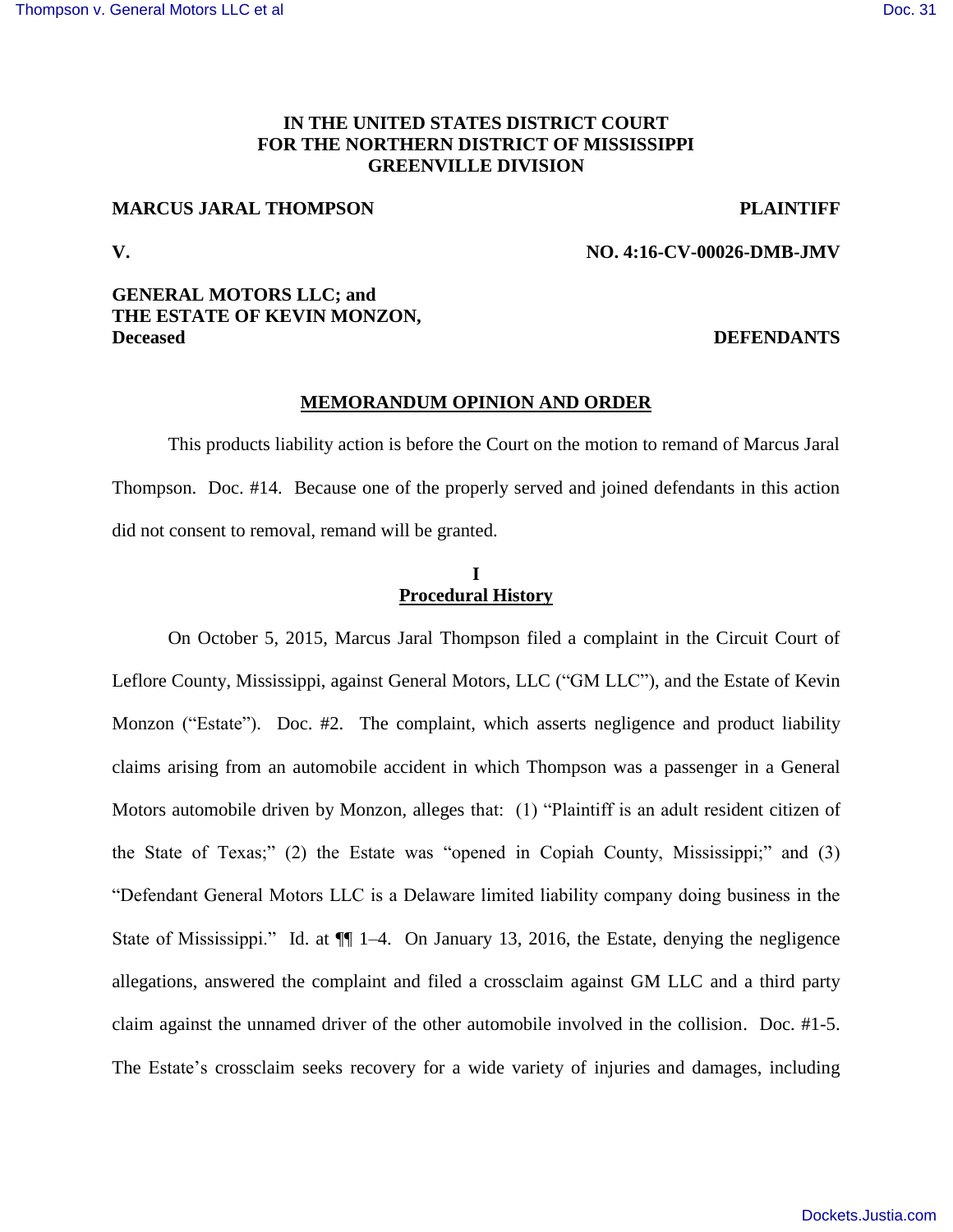**IN THE UNITED STATES DISTRICT COURT**
**FOR THE NORTHERN DISTRICT OF MISSISSIPPI**
**GREENVILLE DIVISION**

**MARCUS JARAL THOMPSON** **PLAINTIFF**

**V.** **NO. 4:16-CV-00026-DMB-JMV**

**GENERAL MOTORS LLC; and**
**THE ESTATE OF KEVIN MONZON,**
**Deceased** **DEFENDANTS**

## MEMORANDUM OPINION AND ORDER

This products liability action is before the Court on the motion to remand of Marcus Jaral Thompson. Doc. #14. Because one of the properly served and joined defendants in this action did not consent to removal, remand will be granted.

## I
## Procedural History

On October 5, 2015, Marcus Jaral Thompson filed a complaint in the Circuit Court of Leflore County, Mississippi, against General Motors, LLC ("GM LLC"), and the Estate of Kevin Monzon ("Estate"). Doc. #2. The complaint, which asserts negligence and product liability claims arising from an automobile accident in which Thompson was a passenger in a General Motors automobile driven by Monzon, alleges that: (1) "Plaintiff is an adult resident citizen of the State of Texas;" (2) the Estate was "opened in Copiah County, Mississippi;" and (3) "Defendant General Motors LLC is a Delaware limited liability company doing business in the State of Mississippi." Id. at ¶¶ 1–4. On January 13, 2016, the Estate, denying the negligence allegations, answered the complaint and filed a crossclaim against GM LLC and a third party claim against the unnamed driver of the other automobile involved in the collision. Doc. #1-5. The Estate's crossclaim seeks recovery for a wide variety of injuries and damages, including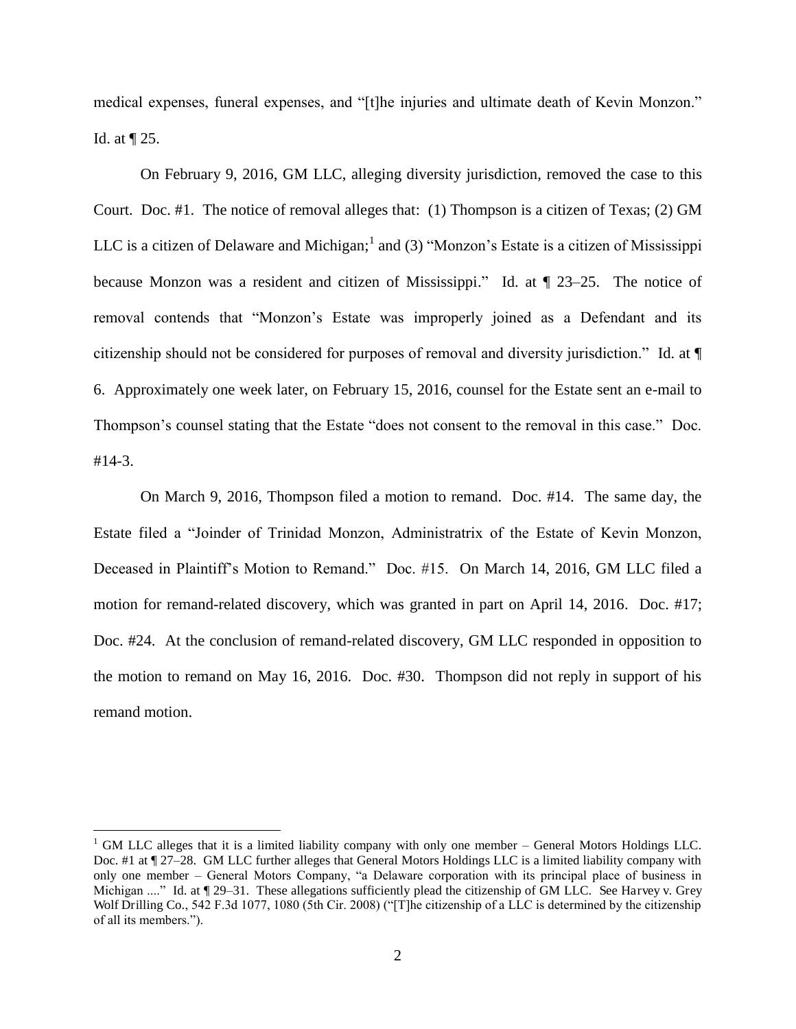medical expenses, funeral expenses, and "[t]he injuries and ultimate death of Kevin Monzon." Id. at ¶ 25.

On February 9, 2016, GM LLC, alleging diversity jurisdiction, removed the case to this Court. Doc. #1. The notice of removal alleges that: (1) Thompson is a citizen of Texas; (2) GM LLC is a citizen of Delaware and Michigan;[1] and (3) "Monzon's Estate is a citizen of Mississippi because Monzon was a resident and citizen of Mississippi." Id. at ¶ 23–25. The notice of removal contends that "Monzon's Estate was improperly joined as a Defendant and its citizenship should not be considered for purposes of removal and diversity jurisdiction." Id. at ¶ 6. Approximately one week later, on February 15, 2016, counsel for the Estate sent an e-mail to Thompson's counsel stating that the Estate "does not consent to the removal in this case." Doc. #14-3.

On March 9, 2016, Thompson filed a motion to remand. Doc. #14. The same day, the Estate filed a "Joinder of Trinidad Monzon, Administratrix of the Estate of Kevin Monzon, Deceased in Plaintiff's Motion to Remand." Doc. #15. On March 14, 2016, GM LLC filed a motion for remand-related discovery, which was granted in part on April 14, 2016. Doc. #17; Doc. #24. At the conclusion of remand-related discovery, GM LLC responded in opposition to the motion to remand on May 16, 2016. Doc. #30. Thompson did not reply in support of his remand motion.

---

[1] GM LLC alleges that it is a limited liability company with only one member – General Motors Holdings LLC. Doc. #1 at ¶ 27–28. GM LLC further alleges that General Motors Holdings LLC is a limited liability company with only one member – General Motors Company, "a Delaware corporation with its principal place of business in Michigan ...." Id. at ¶ 29–31. These allegations sufficiently plead the citizenship of GM LLC. See *Harvey v. Grey Wolf Drilling Co.*, 542 F.3d 1077, 1080 (5th Cir. 2008) ("[T]he citizenship of a LLC is determined by the citizenship of all its members.").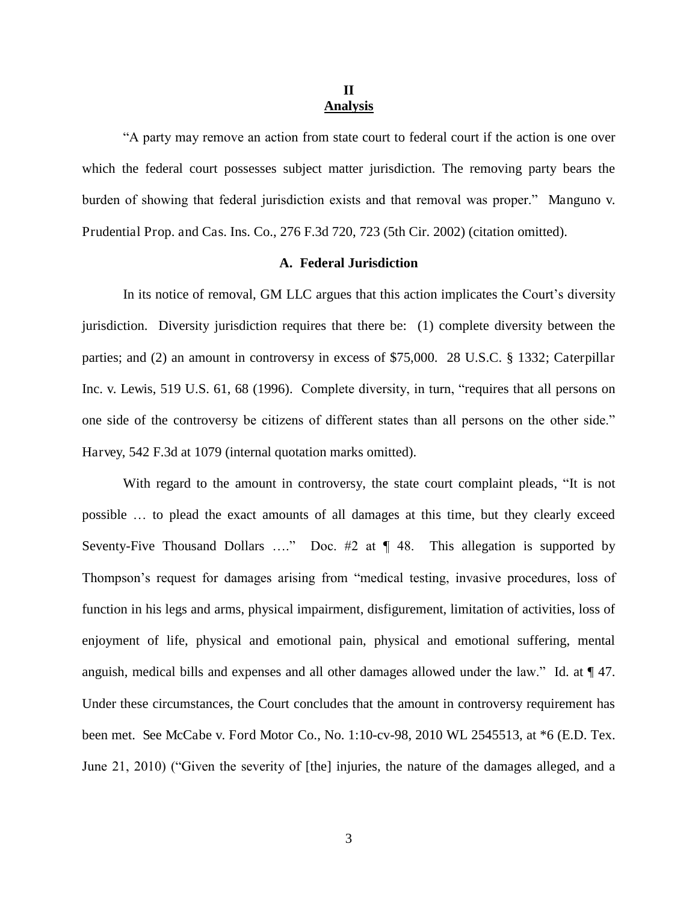## II
## Analysis

"A party may remove an action from state court to federal court if the action is one over which the federal court possesses subject matter jurisdiction. The removing party bears the burden of showing that federal jurisdiction exists and that removal was proper." Manguno v. Prudential Prop. and Cas. Ins. Co., 276 F.3d 720, 723 (5th Cir. 2002) (citation omitted).

### A. Federal Jurisdiction

In its notice of removal, GM LLC argues that this action implicates the Court's diversity jurisdiction. Diversity jurisdiction requires that there be: (1) complete diversity between the parties; and (2) an amount in controversy in excess of $75,000. 28 U.S.C. § 1332; Caterpillar Inc. v. Lewis, 519 U.S. 61, 68 (1996). Complete diversity, in turn, "requires that all persons on one side of the controversy be citizens of different states than all persons on the other side." Harvey, 542 F.3d at 1079 (internal quotation marks omitted).

With regard to the amount in controversy, the state court complaint pleads, "It is not possible … to plead the exact amounts of all damages at this time, but they clearly exceed Seventy-Five Thousand Dollars …." Doc. #2 at ¶ 48. This allegation is supported by Thompson's request for damages arising from "medical testing, invasive procedures, loss of function in his legs and arms, physical impairment, disfigurement, limitation of activities, loss of enjoyment of life, physical and emotional pain, physical and emotional suffering, mental anguish, medical bills and expenses and all other damages allowed under the law." Id. at ¶ 47. Under these circumstances, the Court concludes that the amount in controversy requirement has been met. See McCabe v. Ford Motor Co., No. 1:10-cv-98, 2010 WL 2545513, at *6 (E.D. Tex. June 21, 2010) ("Given the severity of [the] injuries, the nature of the damages alleged, and a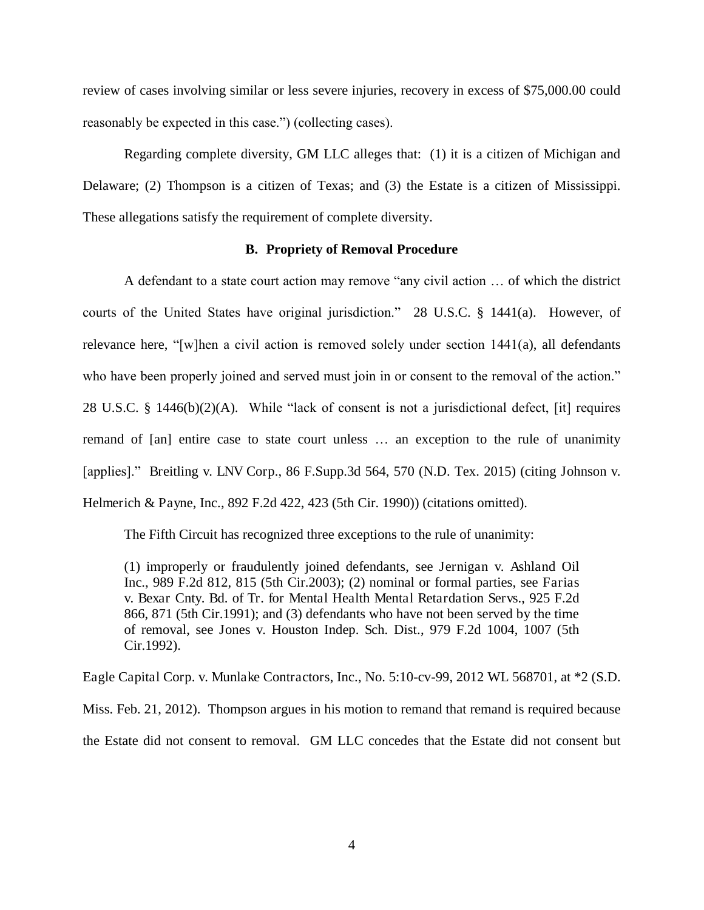review of cases involving similar or less severe injuries, recovery in excess of $75,000.00 could reasonably be expected in this case.") (collecting cases).

Regarding complete diversity, GM LLC alleges that: (1) it is a citizen of Michigan and Delaware; (2) Thompson is a citizen of Texas; and (3) the Estate is a citizen of Mississippi. These allegations satisfy the requirement of complete diversity.

### B. Propriety of Removal Procedure

A defendant to a state court action may remove "any civil action … of which the district courts of the United States have original jurisdiction." 28 U.S.C. § 1441(a). However, of relevance here, "[w]hen a civil action is removed solely under section 1441(a), all defendants who have been properly joined and served must join in or consent to the removal of the action." 28 U.S.C. § 1446(b)(2)(A). While "lack of consent is not a jurisdictional defect, [it] requires remand of [an] entire case to state court unless … an exception to the rule of unanimity [applies]." Breitling v. LNV Corp., 86 F.Supp.3d 564, 570 (N.D. Tex. 2015) (citing Johnson v. Helmerich & Payne, Inc., 892 F.2d 422, 423 (5th Cir. 1990)) (citations omitted).

The Fifth Circuit has recognized three exceptions to the rule of unanimity:

> (1) improperly or fraudulently joined defendants, see Jernigan v. Ashland Oil Inc., 989 F.2d 812, 815 (5th Cir.2003); (2) nominal or formal parties, see Farias v. Bexar Cnty. Bd. of Tr. for Mental Health Mental Retardation Servs., 925 F.2d 866, 871 (5th Cir.1991); and (3) defendants who have not been served by the time of removal, see Jones v. Houston Indep. Sch. Dist., 979 F.2d 1004, 1007 (5th Cir.1992).

Eagle Capital Corp. v. Munlake Contractors, Inc., No. 5:10-cv-99, 2012 WL 568701, at *2 (S.D. Miss. Feb. 21, 2012). Thompson argues in his motion to remand that remand is required because the Estate did not consent to removal. GM LLC concedes that the Estate did not consent but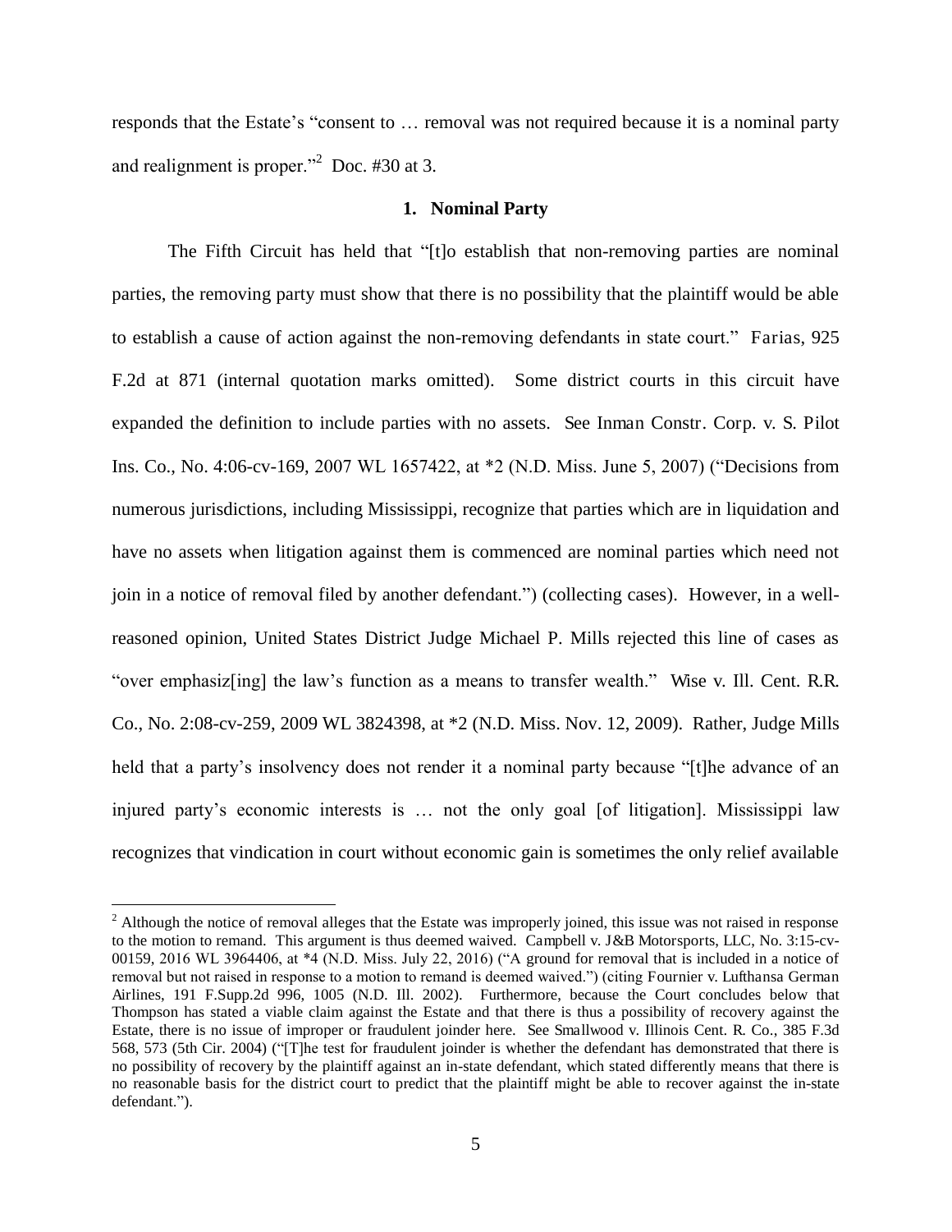responds that the Estate's "consent to … removal was not required because it is a nominal party and realignment is proper."[2] Doc. #30 at 3.

### 1. Nominal Party

The Fifth Circuit has held that "[t]o establish that non-removing parties are nominal parties, the removing party must show that there is no possibility that the plaintiff would be able to establish a cause of action against the non-removing defendants in state court." Farias, 925 F.2d at 871 (internal quotation marks omitted). Some district courts in this circuit have expanded the definition to include parties with no assets. See Inman Constr. Corp. v. S. Pilot Ins. Co., No. 4:06-cv-169, 2007 WL 1657422, at *2 (N.D. Miss. June 5, 2007) ("Decisions from numerous jurisdictions, including Mississippi, recognize that parties which are in liquidation and have no assets when litigation against them is commenced are nominal parties which need not join in a notice of removal filed by another defendant.") (collecting cases). However, in a well-reasoned opinion, United States District Judge Michael P. Mills rejected this line of cases as "over emphasiz[ing] the law's function as a means to transfer wealth." Wise v. Ill. Cent. R.R. Co., No. 2:08-cv-259, 2009 WL 3824398, at *2 (N.D. Miss. Nov. 12, 2009). Rather, Judge Mills held that a party's insolvency does not render it a nominal party because "[t]he advance of an injured party's economic interests is … not the only goal [of litigation]. Mississippi law recognizes that vindication in court without economic gain is sometimes the only relief available

---

[2] Although the notice of removal alleges that the Estate was improperly joined, this issue was not raised in response to the motion to remand. This argument is thus deemed waived. Campbell v. J&B Motorsports, LLC, No. 3:15-cv-00159, 2016 WL 3964406, at *4 (N.D. Miss. July 22, 2016) ("A ground for removal that is included in a notice of removal but not raised in response to a motion to remand is deemed waived.") (citing Fournier v. Lufthansa German Airlines, 191 F.Supp.2d 996, 1005 (N.D. Ill. 2002). Furthermore, because the Court concludes below that Thompson has stated a viable claim against the Estate and that there is thus a possibility of recovery against the Estate, there is no issue of improper or fraudulent joinder here. See Smallwood v. Illinois Cent. R. Co., 385 F.3d 568, 573 (5th Cir. 2004) ("[T]he test for fraudulent joinder is whether the defendant has demonstrated that there is no possibility of recovery by the plaintiff against an in-state defendant, which stated differently means that there is no reasonable basis for the district court to predict that the plaintiff might be able to recover against the in-state defendant.").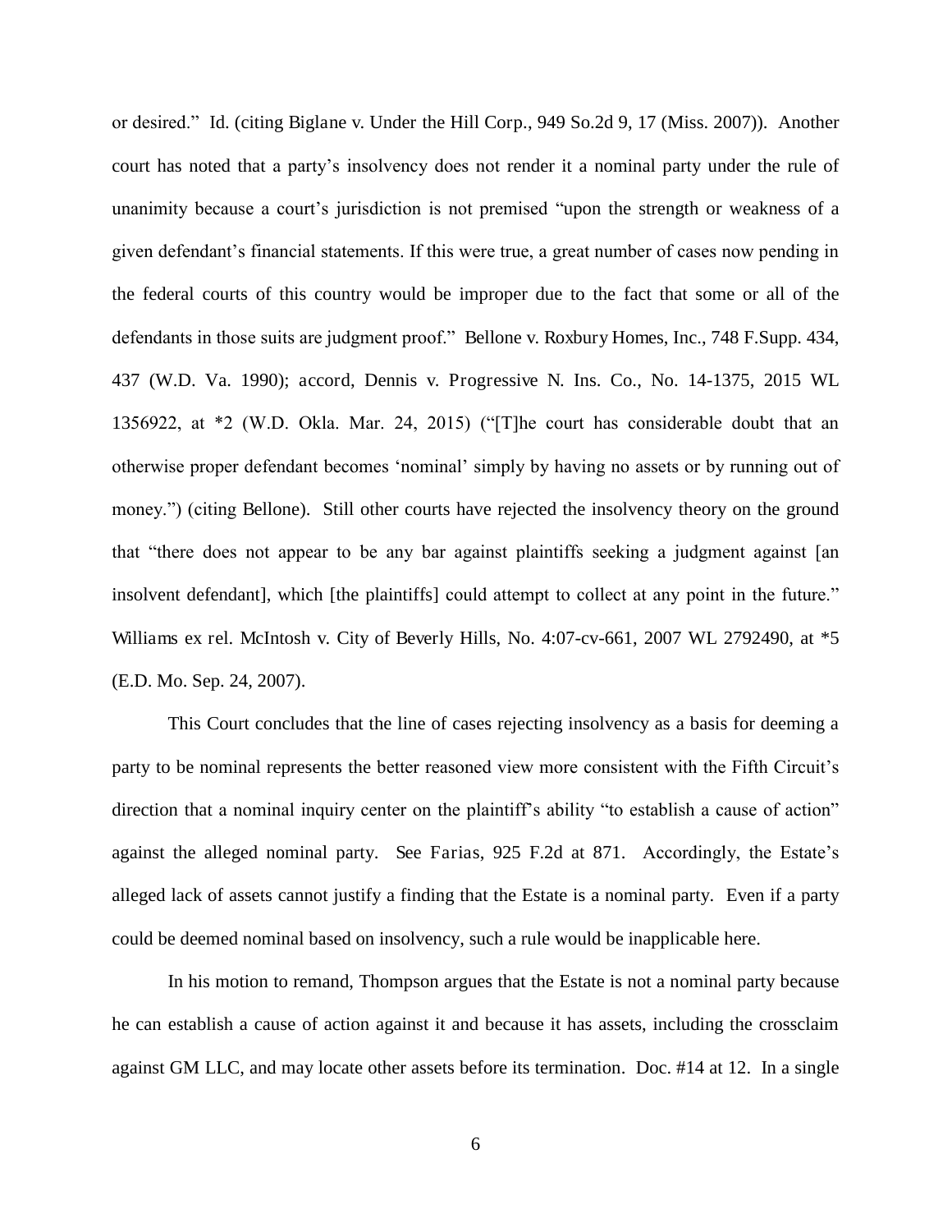or desired." Id. (citing Biglane v. Under the Hill Corp., 949 So.2d 9, 17 (Miss. 2007)). Another court has noted that a party's insolvency does not render it a nominal party under the rule of unanimity because a court's jurisdiction is not premised "upon the strength or weakness of a given defendant's financial statements. If this were true, a great number of cases now pending in the federal courts of this country would be improper due to the fact that some or all of the defendants in those suits are judgment proof." Bellone v. Roxbury Homes, Inc., 748 F.Supp. 434, 437 (W.D. Va. 1990); accord, Dennis v. Progressive N. Ins. Co., No. 14-1375, 2015 WL 1356922, at *2 (W.D. Okla. Mar. 24, 2015) ("[T]he court has considerable doubt that an otherwise proper defendant becomes 'nominal' simply by having no assets or by running out of money.") (citing Bellone). Still other courts have rejected the insolvency theory on the ground that "there does not appear to be any bar against plaintiffs seeking a judgment against [an insolvent defendant], which [the plaintiffs] could attempt to collect at any point in the future." Williams ex rel. McIntosh v. City of Beverly Hills, No. 4:07-cv-661, 2007 WL 2792490, at *5 (E.D. Mo. Sep. 24, 2007).

This Court concludes that the line of cases rejecting insolvency as a basis for deeming a party to be nominal represents the better reasoned view more consistent with the Fifth Circuit's direction that a nominal inquiry center on the plaintiff's ability "to establish a cause of action" against the alleged nominal party. See Farias, 925 F.2d at 871. Accordingly, the Estate's alleged lack of assets cannot justify a finding that the Estate is a nominal party. Even if a party could be deemed nominal based on insolvency, such a rule would be inapplicable here.

In his motion to remand, Thompson argues that the Estate is not a nominal party because he can establish a cause of action against it and because it has assets, including the crossclaim against GM LLC, and may locate other assets before its termination. Doc. #14 at 12. In a single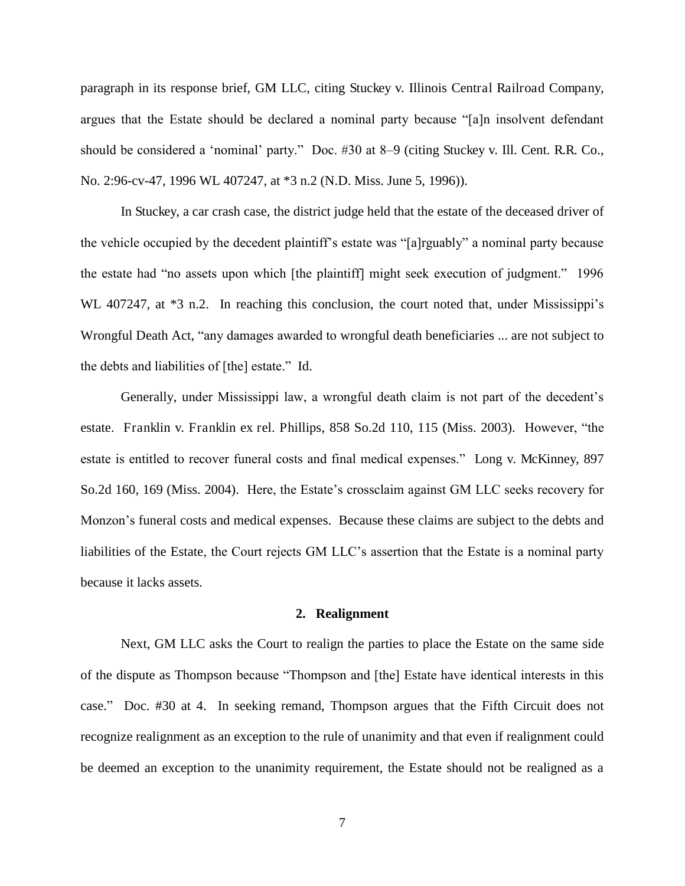paragraph in its response brief, GM LLC, citing Stuckey v. Illinois Central Railroad Company, argues that the Estate should be declared a nominal party because "[a]n insolvent defendant should be considered a 'nominal' party." Doc. #30 at 8–9 (citing Stuckey v. Ill. Cent. R.R. Co., No. 2:96-cv-47, 1996 WL 407247, at *3 n.2 (N.D. Miss. June 5, 1996)).

In Stuckey, a car crash case, the district judge held that the estate of the deceased driver of the vehicle occupied by the decedent plaintiff's estate was "[a]rguably" a nominal party because the estate had "no assets upon which [the plaintiff] might seek execution of judgment." 1996 WL 407247, at *3 n.2. In reaching this conclusion, the court noted that, under Mississippi's Wrongful Death Act, "any damages awarded to wrongful death beneficiaries ... are not subject to the debts and liabilities of [the] estate." Id.

Generally, under Mississippi law, a wrongful death claim is not part of the decedent's estate. Franklin v. Franklin ex rel. Phillips, 858 So.2d 110, 115 (Miss. 2003). However, "the estate is entitled to recover funeral costs and final medical expenses." Long v. McKinney, 897 So.2d 160, 169 (Miss. 2004). Here, the Estate's crossclaim against GM LLC seeks recovery for Monzon's funeral costs and medical expenses. Because these claims are subject to the debts and liabilities of the Estate, the Court rejects GM LLC's assertion that the Estate is a nominal party because it lacks assets.

### 2. Realignment

Next, GM LLC asks the Court to realign the parties to place the Estate on the same side of the dispute as Thompson because "Thompson and [the] Estate have identical interests in this case." Doc. #30 at 4. In seeking remand, Thompson argues that the Fifth Circuit does not recognize realignment as an exception to the rule of unanimity and that even if realignment could be deemed an exception to the unanimity requirement, the Estate should not be realigned as a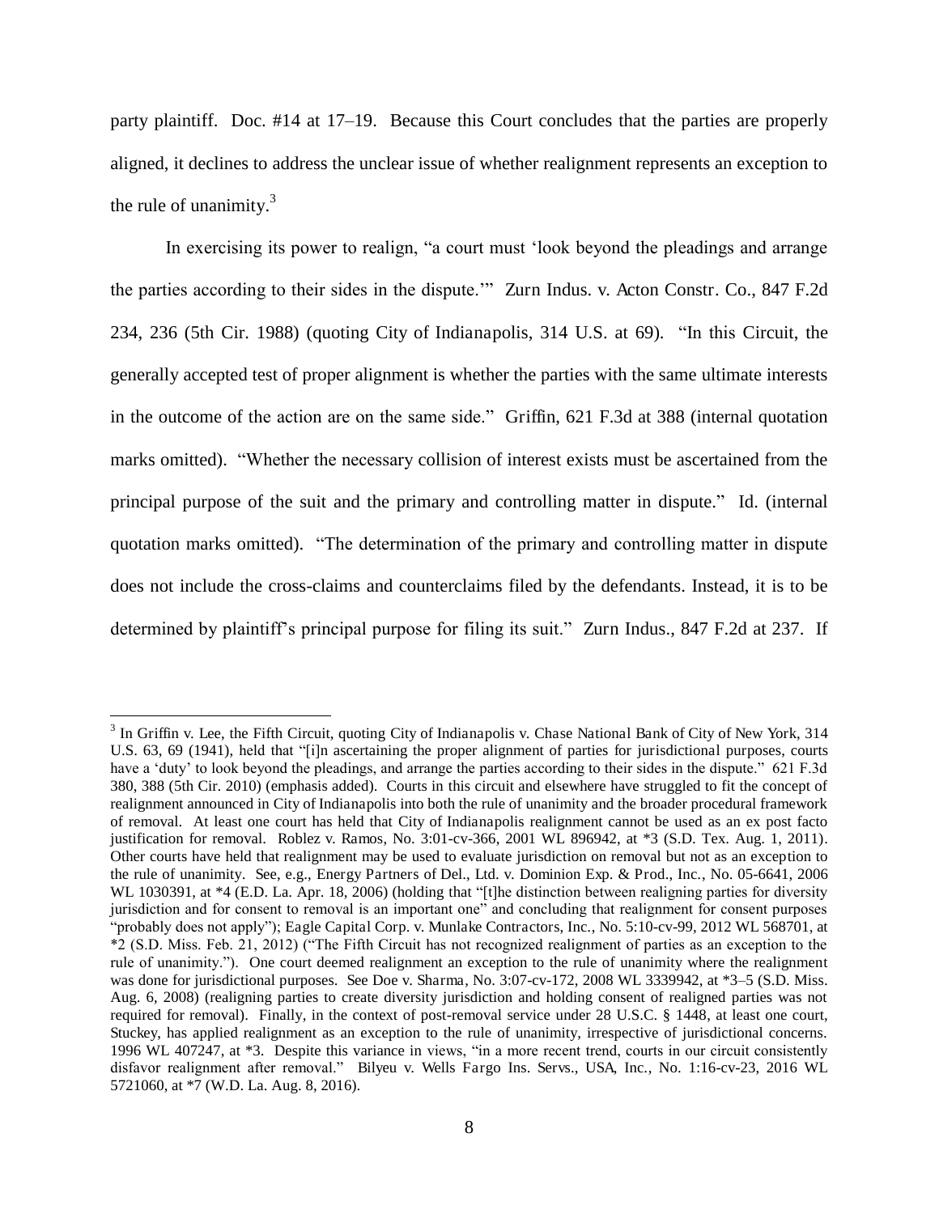party plaintiff. Doc. #14 at 17–19. Because this Court concludes that the parties are properly aligned, it declines to address the unclear issue of whether realignment represents an exception to the rule of unanimity.[3]

In exercising its power to realign, "a court must 'look beyond the pleadings and arrange the parties according to their sides in the dispute.'" Zurn Indus. v. Acton Constr. Co., 847 F.2d 234, 236 (5th Cir. 1988) (quoting City of Indianapolis, 314 U.S. at 69). "In this Circuit, the generally accepted test of proper alignment is whether the parties with the same ultimate interests in the outcome of the action are on the same side." Griffin, 621 F.3d at 388 (internal quotation marks omitted). "Whether the necessary collision of interest exists must be ascertained from the principal purpose of the suit and the primary and controlling matter in dispute." Id. (internal quotation marks omitted). "The determination of the primary and controlling matter in dispute does not include the cross-claims and counterclaims filed by the defendants. Instead, it is to be determined by plaintiff's principal purpose for filing its suit." Zurn Indus., 847 F.2d at 237. If

---

[3] In Griffin v. Lee, the Fifth Circuit, quoting City of Indianapolis v. Chase National Bank of City of New York, 314 U.S. 63, 69 (1941), held that "[i]n ascertaining the proper alignment of parties for jurisdictional purposes, courts have a 'duty' to look beyond the pleadings, and arrange the parties according to their sides in the dispute." 621 F.3d 380, 388 (5th Cir. 2010) (emphasis added). Courts in this circuit and elsewhere have struggled to fit the concept of realignment announced in City of Indianapolis into both the rule of unanimity and the broader procedural framework of removal. At least one court has held that City of Indianapolis realignment cannot be used as an ex post facto justification for removal. Roblez v. Ramos, No. 3:01-cv-366, 2001 WL 896942, at *3 (S.D. Tex. Aug. 1, 2011). Other courts have held that realignment may be used to evaluate jurisdiction on removal but not as an exception to the rule of unanimity. See, e.g., Energy Partners of Del., Ltd. v. Dominion Exp. & Prod., Inc., No. 05-6641, 2006 WL 1030391, at *4 (E.D. La. Apr. 18, 2006) (holding that "[t]he distinction between realigning parties for diversity jurisdiction and for consent to removal is an important one" and concluding that realignment for consent purposes "probably does not apply"); Eagle Capital Corp. v. Munlake Contractors, Inc., No. 5:10-cv-99, 2012 WL 568701, at *2 (S.D. Miss. Feb. 21, 2012) ("The Fifth Circuit has not recognized realignment of parties as an exception to the rule of unanimity."). One court deemed realignment an exception to the rule of unanimity where the realignment was done for jurisdictional purposes. See Doe v. Sharma, No. 3:07-cv-172, 2008 WL 3339942, at *3–5 (S.D. Miss. Aug. 6, 2008) (realigning parties to create diversity jurisdiction and holding consent of realigned parties was not required for removal). Finally, in the context of post-removal service under 28 U.S.C. § 1448, at least one court, Stuckey, has applied realignment as an exception to the rule of unanimity, irrespective of jurisdictional concerns. 1996 WL 407247, at *3. Despite this variance in views, "in a more recent trend, courts in our circuit consistently disfavor realignment after removal." Bilyeu v. Wells Fargo Ins. Servs., USA, Inc., No. 1:16-cv-23, 2016 WL 5721060, at *7 (W.D. La. Aug. 8, 2016).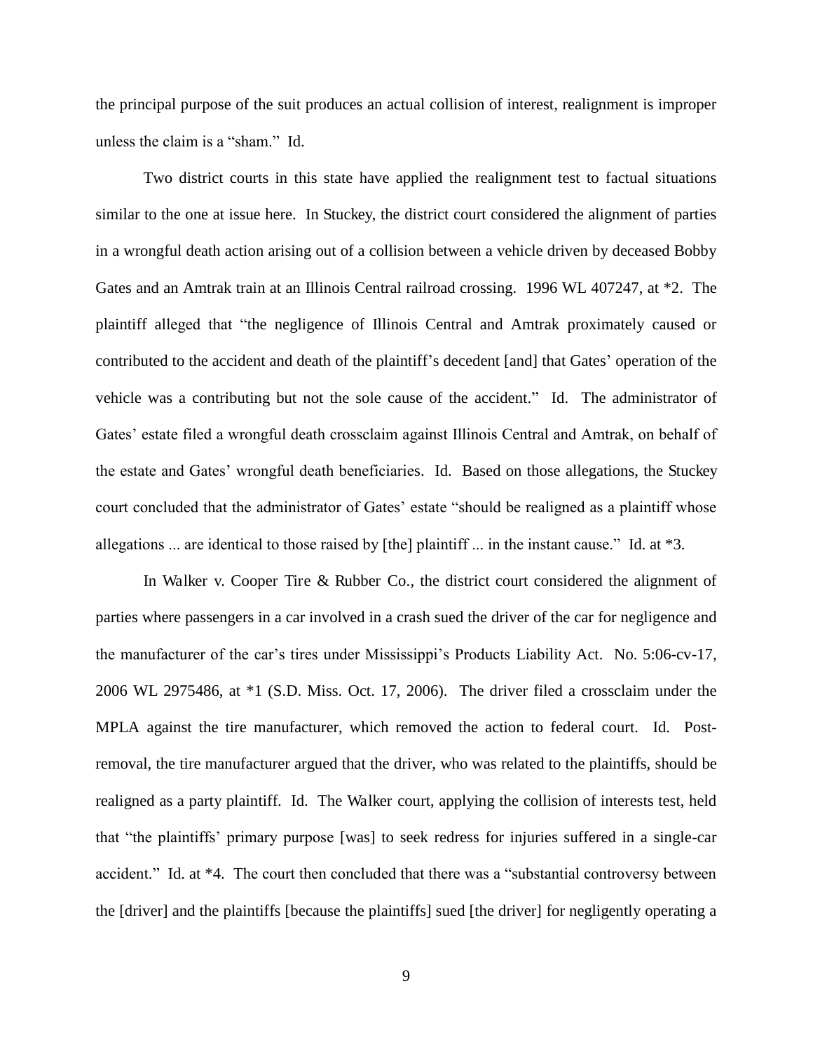the principal purpose of the suit produces an actual collision of interest, realignment is improper unless the claim is a "sham." Id.

Two district courts in this state have applied the realignment test to factual situations similar to the one at issue here. In Stuckey, the district court considered the alignment of parties in a wrongful death action arising out of a collision between a vehicle driven by deceased Bobby Gates and an Amtrak train at an Illinois Central railroad crossing. 1996 WL 407247, at *2. The plaintiff alleged that "the negligence of Illinois Central and Amtrak proximately caused or contributed to the accident and death of the plaintiff's decedent [and] that Gates' operation of the vehicle was a contributing but not the sole cause of the accident." Id. The administrator of Gates' estate filed a wrongful death crossclaim against Illinois Central and Amtrak, on behalf of the estate and Gates' wrongful death beneficiaries. Id. Based on those allegations, the Stuckey court concluded that the administrator of Gates' estate "should be realigned as a plaintiff whose allegations ... are identical to those raised by [the] plaintiff ... in the instant cause." Id. at *3.

In Walker v. Cooper Tire & Rubber Co., the district court considered the alignment of parties where passengers in a car involved in a crash sued the driver of the car for negligence and the manufacturer of the car's tires under Mississippi's Products Liability Act. No. 5:06-cv-17, 2006 WL 2975486, at *1 (S.D. Miss. Oct. 17, 2006). The driver filed a crossclaim under the MPLA against the tire manufacturer, which removed the action to federal court. Id. Post-removal, the tire manufacturer argued that the driver, who was related to the plaintiffs, should be realigned as a party plaintiff. Id. The Walker court, applying the collision of interests test, held that "the plaintiffs' primary purpose [was] to seek redress for injuries suffered in a single-car accident." Id. at *4. The court then concluded that there was a "substantial controversy between the [driver] and the plaintiffs [because the plaintiffs] sued [the driver] for negligently operating a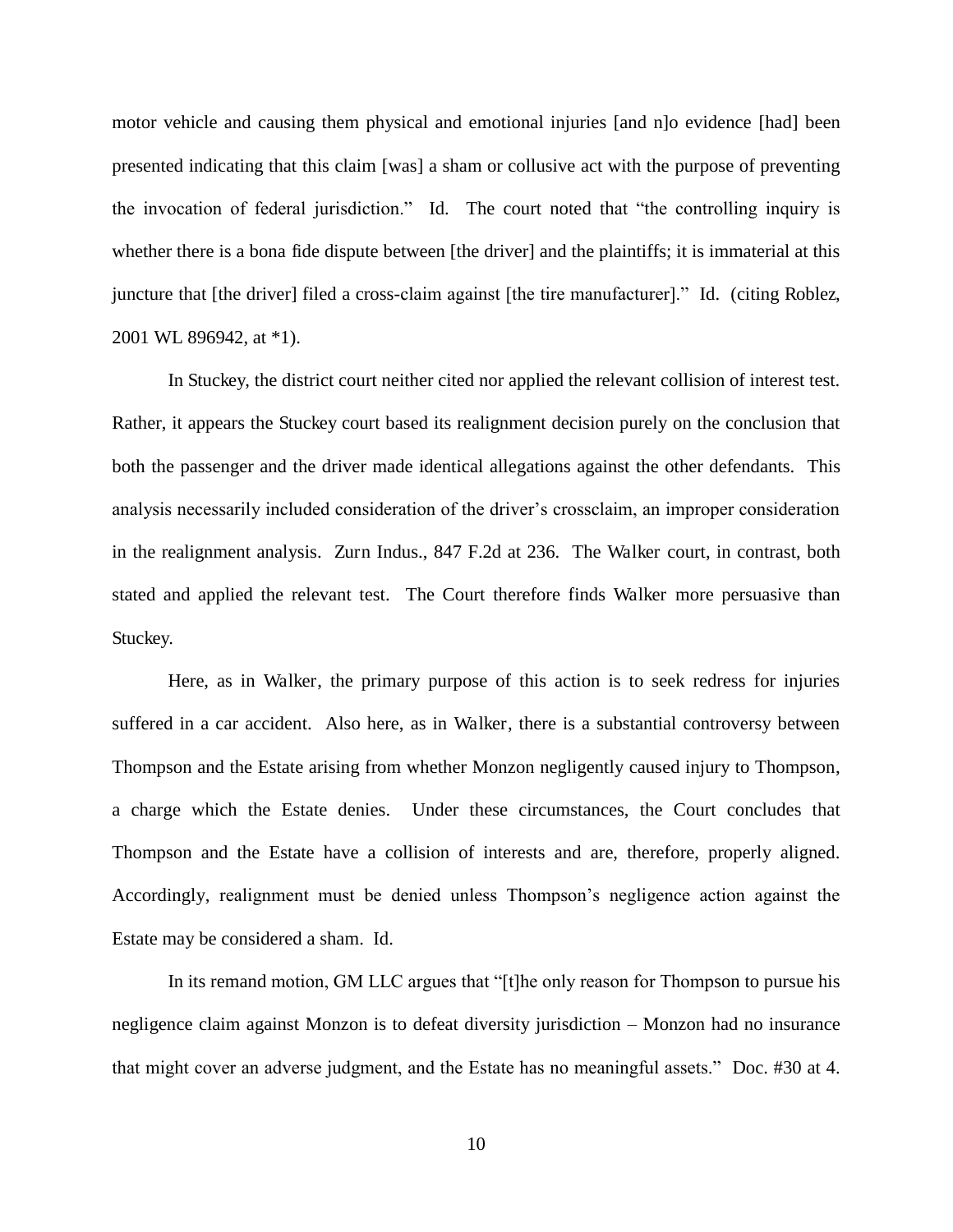motor vehicle and causing them physical and emotional injuries [and n]o evidence [had] been presented indicating that this claim [was] a sham or collusive act with the purpose of preventing the invocation of federal jurisdiction." Id. The court noted that "the controlling inquiry is whether there is a bona fide dispute between [the driver] and the plaintiffs; it is immaterial at this juncture that [the driver] filed a cross-claim against [the tire manufacturer]." Id. (citing Roblez, 2001 WL 896942, at *1).

In Stuckey, the district court neither cited nor applied the relevant collision of interest test. Rather, it appears the Stuckey court based its realignment decision purely on the conclusion that both the passenger and the driver made identical allegations against the other defendants. This analysis necessarily included consideration of the driver's crossclaim, an improper consideration in the realignment analysis. Zurn Indus., 847 F.2d at 236. The Walker court, in contrast, both stated and applied the relevant test. The Court therefore finds Walker more persuasive than Stuckey.

Here, as in Walker, the primary purpose of this action is to seek redress for injuries suffered in a car accident. Also here, as in Walker, there is a substantial controversy between Thompson and the Estate arising from whether Monzon negligently caused injury to Thompson, a charge which the Estate denies. Under these circumstances, the Court concludes that Thompson and the Estate have a collision of interests and are, therefore, properly aligned. Accordingly, realignment must be denied unless Thompson's negligence action against the Estate may be considered a sham. Id.

In its remand motion, GM LLC argues that "[t]he only reason for Thompson to pursue his negligence claim against Monzon is to defeat diversity jurisdiction – Monzon had no insurance that might cover an adverse judgment, and the Estate has no meaningful assets." Doc. #30 at 4.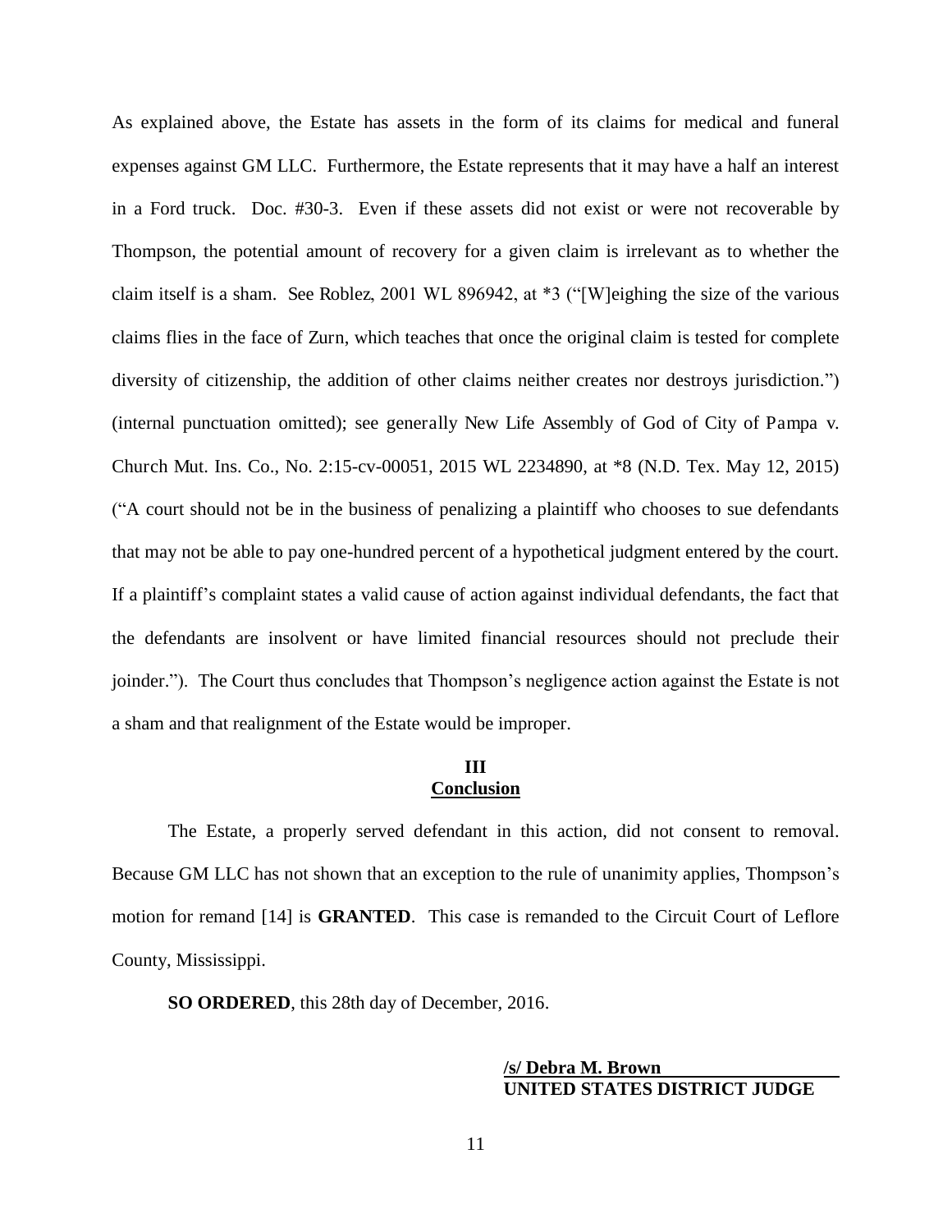As explained above, the Estate has assets in the form of its claims for medical and funeral expenses against GM LLC. Furthermore, the Estate represents that it may have a half an interest in a Ford truck. Doc. #30-3. Even if these assets did not exist or were not recoverable by Thompson, the potential amount of recovery for a given claim is irrelevant as to whether the claim itself is a sham. See Roblez, 2001 WL 896942, at *3 ("[W]eighing the size of the various claims flies in the face of Zurn, which teaches that once the original claim is tested for complete diversity of citizenship, the addition of other claims neither creates nor destroys jurisdiction.") (internal punctuation omitted); see generally New Life Assembly of God of City of Pampa v. Church Mut. Ins. Co., No. 2:15-cv-00051, 2015 WL 2234890, at *8 (N.D. Tex. May 12, 2015) ("A court should not be in the business of penalizing a plaintiff who chooses to sue defendants that may not be able to pay one-hundred percent of a hypothetical judgment entered by the court. If a plaintiff's complaint states a valid cause of action against individual defendants, the fact that the defendants are insolvent or have limited financial resources should not preclude their joinder."). The Court thus concludes that Thompson's negligence action against the Estate is not a sham and that realignment of the Estate would be improper.

## III
## Conclusion

The Estate, a properly served defendant in this action, did not consent to removal. Because GM LLC has not shown that an exception to the rule of unanimity applies, Thompson's motion for remand [14] is **GRANTED**. This case is remanded to the Circuit Court of Leflore County, Mississippi.

**SO ORDERED**, this 28th day of December, 2016.

**/s/ Debra M. Brown**
**UNITED STATES DISTRICT JUDGE**